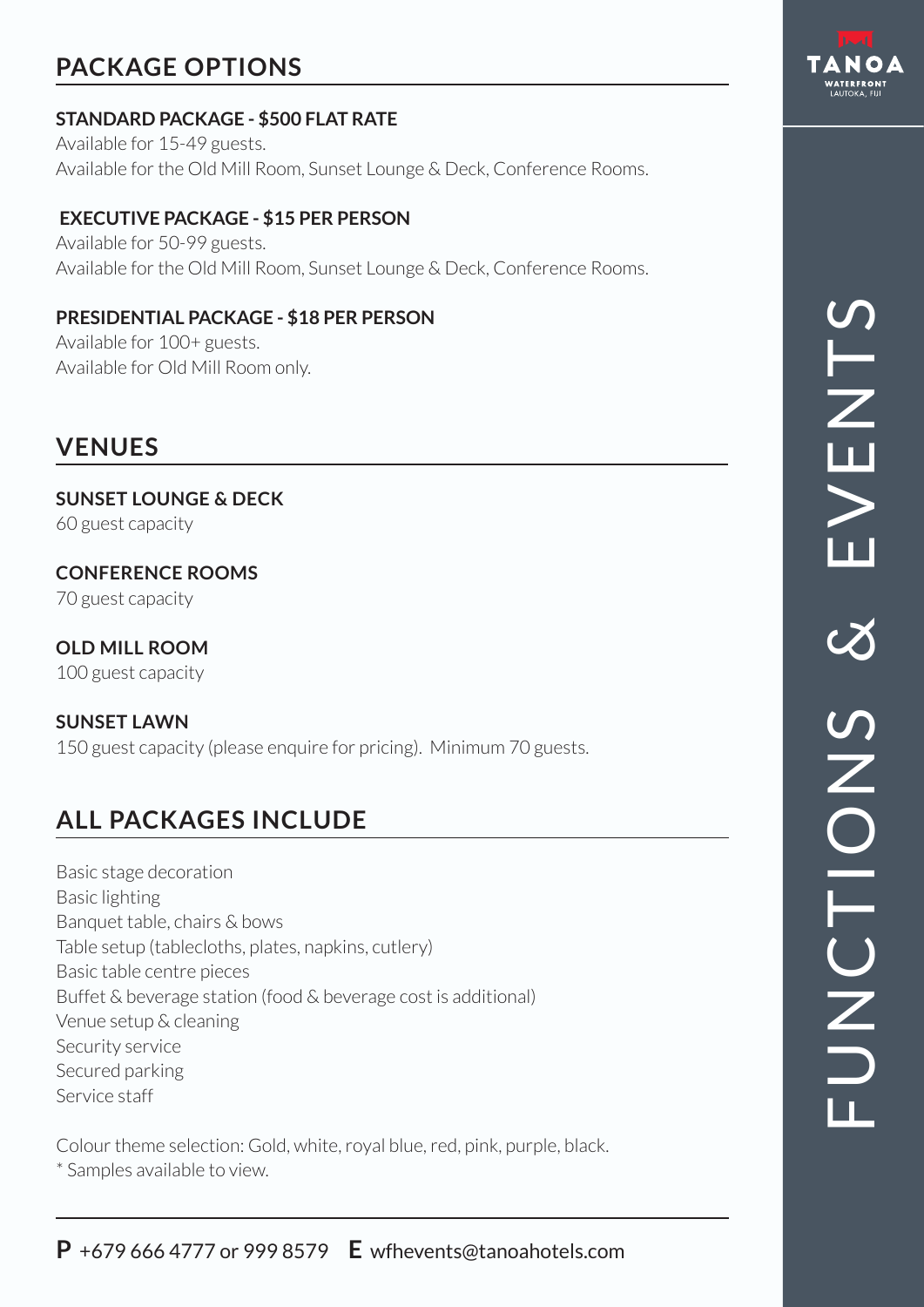# FUNCTIONS & EVENTS

TANOA WATERFRONT LAUTOKA, FIJI

## PACKAGE OPTIONS

**STANDARD PACKAGE - $500 FLAT RATE**
Available for 15-49 guests.
Available for the Old Mill Room, Sunset Lounge & Deck, Conference Rooms.

**EXECUTIVE PACKAGE - $15 PER PERSON**
Available for 50-99 guests.
Available for the Old Mill Room, Sunset Lounge & Deck, Conference Rooms.

**PRESIDENTIAL PACKAGE - $18 PER PERSON**
Available for 100+ guests.
Available for Old Mill Room only.

## VENUES

**SUNSET LOUNGE & DECK**
60 guest capacity

**CONFERENCE ROOMS**
70 guest capacity

**OLD MILL ROOM**
100 guest capacity

**SUNSET LAWN**
150 guest capacity (please enquire for pricing). Minimum 70 guests.

## ALL PACKAGES INCLUDE

Basic stage decoration
Basic lighting
Banquet table, chairs & bows
Table setup (tablecloths, plates, napkins, cutlery)
Basic table centre pieces
Buffet & beverage station (food & beverage cost is additional)
Venue setup & cleaning
Security service
Secured parking
Service staff

Colour theme selection: Gold, white, royal blue, red, pink, purple, black.
* Samples available to view.

**P** +679 666 4777 or 999 8579 **E** wfhevents@tanoahotels.com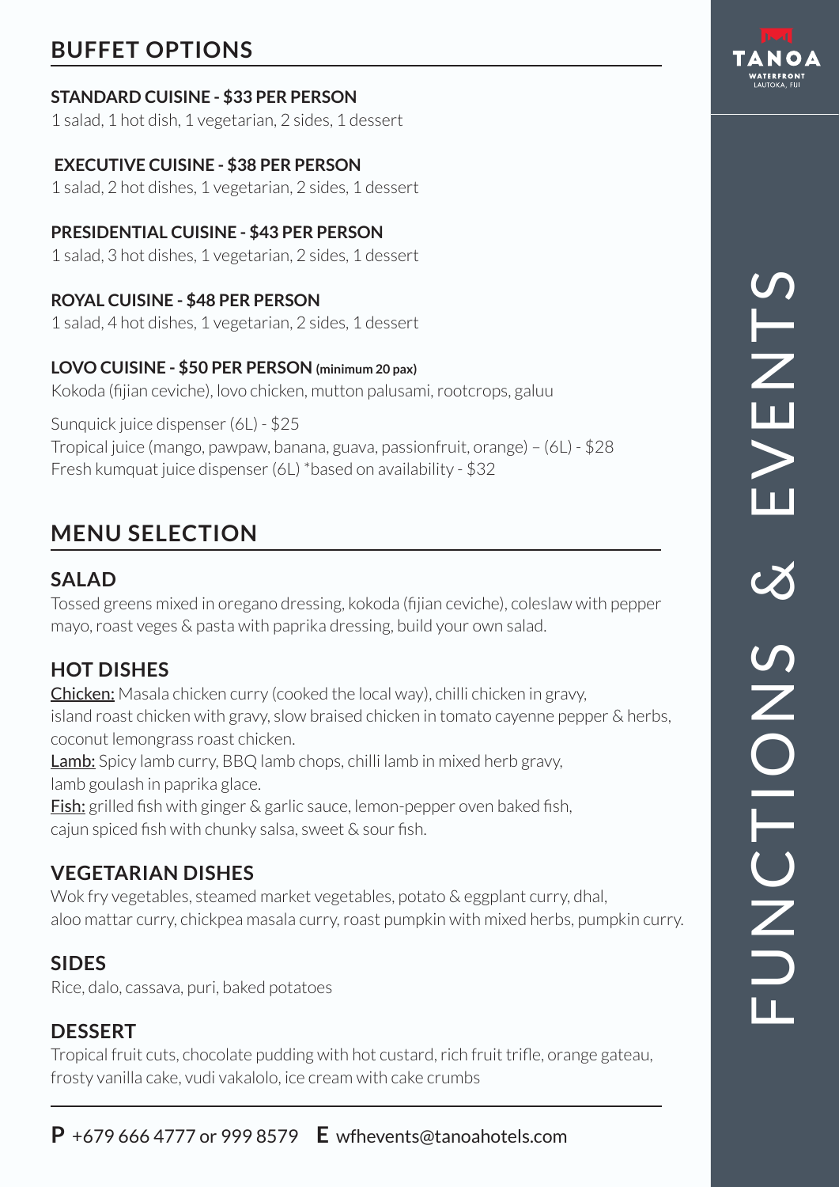## BUFFET OPTIONS

**STANDARD CUISINE - $33 PER PERSON**
1 salad, 1 hot dish, 1 vegetarian, 2 sides, 1 dessert

**EXECUTIVE CUISINE - $38 PER PERSON**
1 salad, 2 hot dishes, 1 vegetarian, 2 sides, 1 dessert

**PRESIDENTIAL CUISINE - $43 PER PERSON**
1 salad, 3 hot dishes, 1 vegetarian, 2 sides, 1 dessert

**ROYAL CUISINE - $48 PER PERSON**
1 salad, 4 hot dishes, 1 vegetarian, 2 sides, 1 dessert

**LOVO CUISINE - $50 PER PERSON (minimum 20 pax)**
Kokoda (fijian ceviche), lovo chicken, mutton palusami, rootcrops, galuu

Sunquick juice dispenser (6L) - $25
Tropical juice (mango, pawpaw, banana, guava, passionfruit, orange) – (6L) - $28
Fresh kumquat juice dispenser (6L) *based on availability - $32

## MENU SELECTION

### SALAD

Tossed greens mixed in oregano dressing, kokoda (fijian ceviche), coleslaw with pepper mayo, roast veges & pasta with paprika dressing, build your own salad.

### HOT DISHES

Chicken: Masala chicken curry (cooked the local way), chilli chicken in gravy, island roast chicken with gravy, slow braised chicken in tomato cayenne pepper & herbs, coconut lemongrass roast chicken.
Lamb: Spicy lamb curry, BBQ lamb chops, chilli lamb in mixed herb gravy, lamb goulash in paprika glace.
Fish: grilled fish with ginger & garlic sauce, lemon-pepper oven baked fish, cajun spiced fish with chunky salsa, sweet & sour fish.

### VEGETARIAN DISHES

Wok fry vegetables, steamed market vegetables, potato & eggplant curry, dhal, aloo mattar curry, chickpea masala curry, roast pumpkin with mixed herbs, pumpkin curry.

### SIDES

Rice, dalo, cassava, puri, baked potatoes

### DESSERT

Tropical fruit cuts, chocolate pudding with hot custard, rich fruit trifle, orange gateau, frosty vanilla cake, vudi vakalolo, ice cream with cake crumbs

**P** +679 666 4777 or 999 8579 **E** wfhevents@tanoahotels.com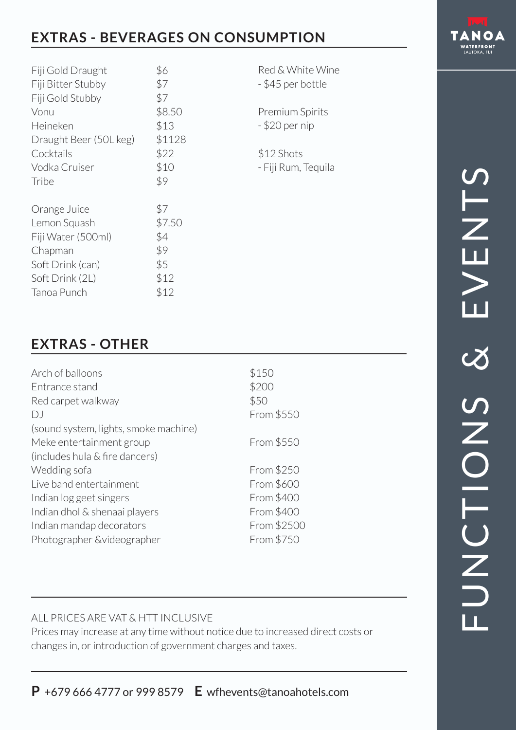## EXTRAS - BEVERAGES ON CONSUMPTION

| | |
|---|---|
| Fiji Gold Draught | $6 |
| Fiji Bitter Stubby | $7 |
| Fiji Gold Stubby | $7 |
| Vonu | $8.50 |
| Heineken | $13 |
| Draught Beer (50L keg) | $1128 |
| Cocktails | $22 |
| Vodka Cruiser | $10 |
| Tribe | $9 |
| Orange Juice | $7 |
| Lemon Squash | $7.50 |
| Fiji Water (500ml) | $4 |
| Chapman | $9 |
| Soft Drink (can) | $5 |
| Soft Drink (2L) | $12 |
| Tanoa Punch | $12 |

Red & White Wine
- $45 per bottle

Premium Spirits
- $20 per nip

$12 Shots
- Fiji Rum, Tequila

## EXTRAS - OTHER

| | |
|---|---|
| Arch of balloons | $150 |
| Entrance stand | $200 |
| Red carpet walkway | $50 |
| DJ (sound system, lights, smoke machine) | From $550 |
| Meke entertainment group (includes hula & fire dancers) | From $550 |
| Wedding sofa | From $250 |
| Live band entertainment | From $600 |
| Indian log geet singers | From $400 |
| Indian dhol & shenaai players | From $400 |
| Indian mandap decorators | From $2500 |
| Photographer &videographer | From $750 |

ALL PRICES ARE VAT & HTT INCLUSIVE

Prices may increase at any time without notice due to increased direct costs or changes in, or introduction of government charges and taxes.

**P** +679 666 4777 or 999 8579 **E** wfhevents@tanoahotels.com